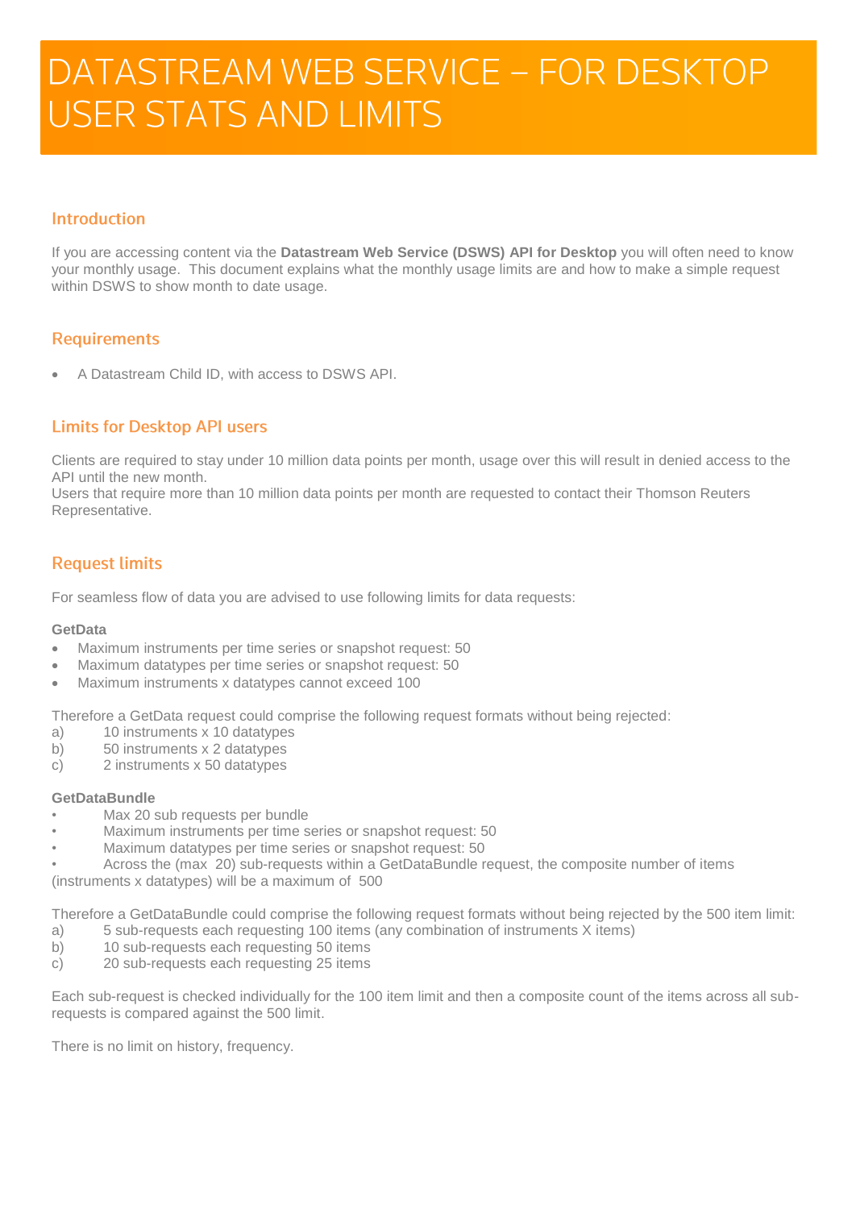# DATASTREAM WEB SERVICE – FOR DESKTOP USER STATS AND LIMITS

## Introduction

If you are accessing content via the **Datastream Web Service (DSWS) API for Desktop** you will often need to know your monthly usage. This document explains what the monthly usage limits are and how to make a simple request within DSWS to show month to date usage.

## Requirements

- A Datastream Child ID, with access to DSWS API.

## Limits for Desktop API users

Clients are required to stay under 10 million data points per month, usage over this will result in denied access to the API until the new month.
Users that require more than 10 million data points per month are requested to contact their Thomson Reuters Representative.

## Request limits

For seamless flow of data you are advised to use following limits for data requests:

**GetData**

- Maximum instruments per time series or snapshot request: 50
- Maximum datatypes per time series or snapshot request: 50
- Maximum instruments x datatypes cannot exceed 100

Therefore a GetData request could comprise the following request formats without being rejected:

a) 10 instruments x 10 datatypes
b) 50 instruments x 2 datatypes
c) 2 instruments x 50 datatypes

**GetDataBundle**

- Max 20 sub requests per bundle
- Maximum instruments per time series or snapshot request: 50
- Maximum datatypes per time series or snapshot request: 50
- Across the (max 20) sub-requests within a GetDataBundle request, the composite number of items (instruments x datatypes) will be a maximum of 500

Therefore a GetDataBundle could comprise the following request formats without being rejected by the 500 item limit:

a) 5 sub-requests each requesting 100 items (any combination of instruments X items)
b) 10 sub-requests each requesting 50 items
c) 20 sub-requests each requesting 25 items

Each sub-request is checked individually for the 100 item limit and then a composite count of the items across all sub-requests is compared against the 500 limit.

There is no limit on history, frequency.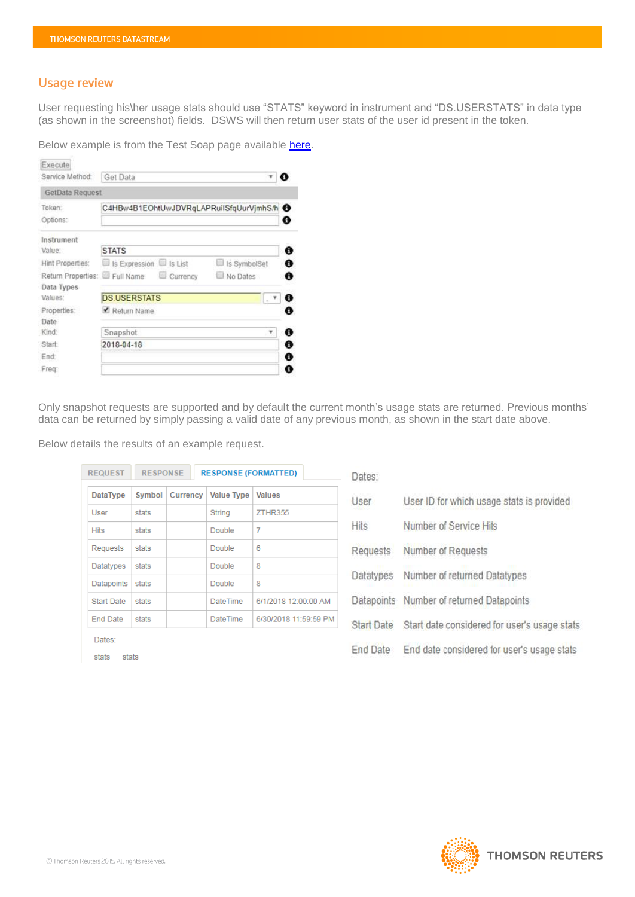## Usage review

User requesting his\her usage stats should use "STATS" keyword in instrument and "DS.USERSTATS" in data type (as shown in the screenshot) fields. DSWS will then return user stats of the user id present in the token.

Below example is from the Test Soap page available here.

Execute

Service Method: Get Data

GetData Request

Token: C4HBw4B1EOhtUwJDVRqLAPRuilSfqUurVjmhS/h

Options:

Instrument

Value: STATS

Hint Properties: Is Expression, Is List, Is SymbolSet

Return Properties: Full Name, Currency, No Dates

Data Types

Values: DS.USERSTATS

Properties: Return Name

Date

Kind: Snapshot

Start: 2018-04-18

End:

Freq:

Only snapshot requests are supported and by default the current month's usage stats are returned. Previous months' data can be returned by simply passing a valid date of any previous month, as shown in the start date above.

Below details the results of an example request.

REQUEST | RESPONSE | RESPONSE (FORMATTED)

| DataType | Symbol | Currency | Value Type | Values |
|---|---|---|---|---|
| User | stats | | String | ZTHR355 |
| Hits | stats | | Double | 7 |
| Requests | stats | | Double | 6 |
| Datatypes | stats | | Double | 8 |
| Datapoints | stats | | Double | 8 |
| Start Date | stats | | DateTime | 6/1/2018 12:00:00 AM |
| End Date | stats | | DateTime | 6/30/2018 11:59:59 PM |

Dates:

stats stats

Dates:

| | |
|---|---|
| User | User ID for which usage stats is provided |
| Hits | Number of Service Hits |
| Requests | Number of Requests |
| Datatypes | Number of returned Datatypes |
| Datapoints | Number of returned Datapoints |
| Start Date | Start date considered for user's usage stats |
| End Date | End date considered for user's usage stats |